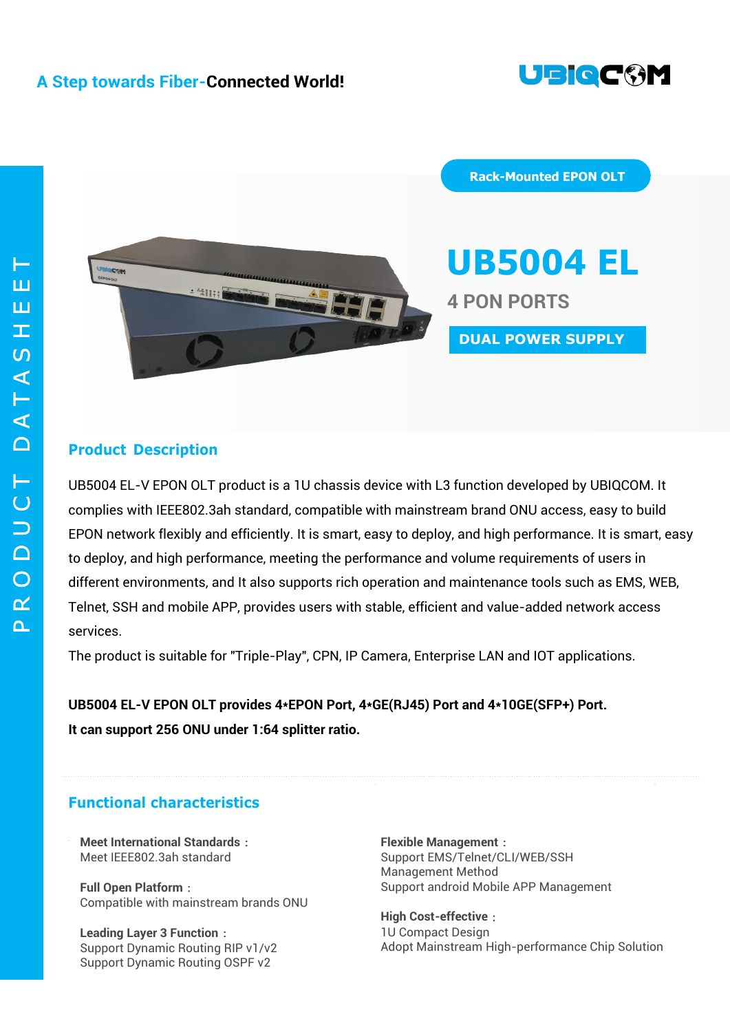A Step towards Fiber-**Connected World!**

UBIQCOM

PRODUCT DATASHEET

Rack-Mounted EPON OLT

# UB5004 EL

## 4 PON PORTS

**DUAL POWER SUPPLY**

## Product Description

UB5004 EL-V EPON OLT product is a 1U chassis device with L3 function developed by UBIQCOM. It complies with IEEE802.3ah standard, compatible with mainstream brand ONU access, easy to build EPON network flexibly and efficiently. It is smart, easy to deploy, and high performance. It is smart, easy to deploy, and high performance, meeting the performance and volume requirements of users in different environments, and It also supports rich operation and maintenance tools such as EMS, WEB, Telnet, SSH and mobile APP, provides users with stable, efficient and value-added network access services.

The product is suitable for "Triple-Play", CPN, IP Camera, Enterprise LAN and IOT applications.

**UB5004 EL-V EPON OLT provides 4*EPON Port, 4*GE(RJ45) Port and 4*10GE(SFP+) Port.**
**It can support 256 ONU under 1:64 splitter ratio.**

## Functional characteristics

**Meet International Standards：**
Meet IEEE802.3ah standard

**Full Open Platform：**
Compatible with mainstream brands ONU

**Leading Layer 3 Function：**
Support Dynamic Routing RIP v1/v2
Support Dynamic Routing OSPF v2

**Flexible Management：**
Support EMS/Telnet/CLI/WEB/SSH Management Method
Support android Mobile APP Management

**High Cost-effective：**
1U Compact Design
Adopt Mainstream High-performance Chip Solution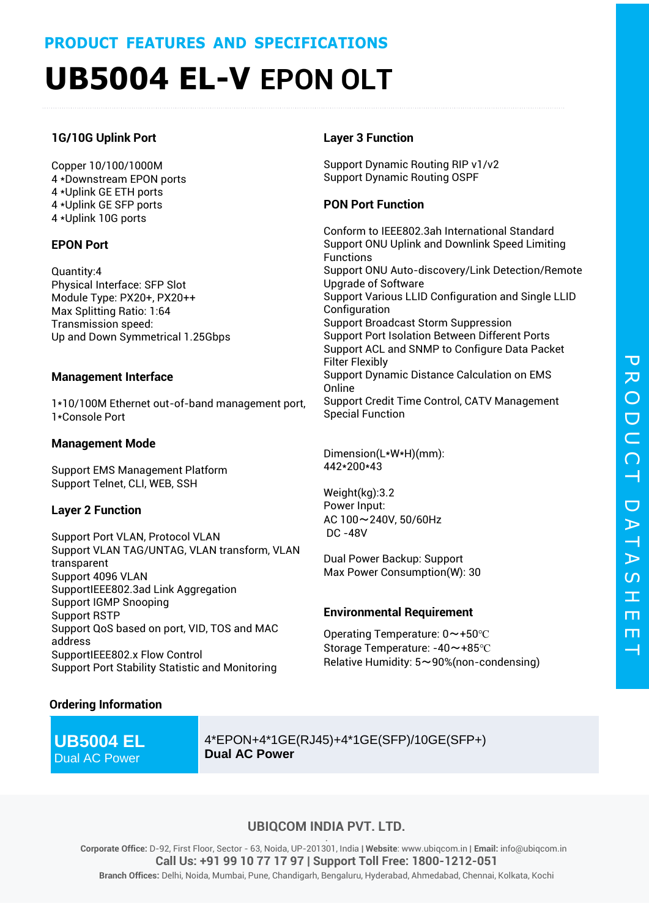## PRODUCT FEATURES AND SPECIFICATIONS

# UB5004 EL-V EPON OLT

### 1G/10G Uplink Port

Copper 10/100/1000M
4 *Downstream EPON ports
4 *Uplink GE ETH ports
4 *Uplink GE SFP ports
4 *Uplink 10G ports

### EPON Port

Quantity:4
Physical Interface: SFP Slot
Module Type: PX20+, PX20++
Max Splitting Ratio: 1:64
Transmission speed:
Up and Down Symmetrical 1.25Gbps

### Management Interface

1*10/100M Ethernet out-of-band management port,
1*Console Port

### Management Mode

Support EMS Management Platform
Support Telnet, CLI, WEB, SSH

### Layer 2 Function

Support Port VLAN, Protocol VLAN
Support VLAN TAG/UNTAG, VLAN transform, VLAN transparent
Support 4096 VLAN
SupportIEEE802.3ad Link Aggregation
Support IGMP Snooping
Support RSTP
Support QoS based on port, VID, TOS and MAC address
SupportIEEE802.x Flow Control
Support Port Stability Statistic and Monitoring

### Layer 3 Function

Support Dynamic Routing RIP v1/v2
Support Dynamic Routing OSPF

### PON Port Function

Conform to IEEE802.3ah International Standard
Support ONU Uplink and Downlink Speed Limiting Functions
Support ONU Auto-discovery/Link Detection/Remote Upgrade of Software
Support Various LLID Configuration and Single LLID Configuration
Support Broadcast Storm Suppression
Support Port Isolation Between Different Ports
Support ACL and SNMP to Configure Data Packet Filter Flexibly
Support Dynamic Distance Calculation on EMS Online
Support Credit Time Control, CATV Management Special Function

Dimension(L*W*H)(mm):
442*200*43

Weight(kg):3.2
Power Input:
AC 100～240V, 50/60Hz
DC -48V

Dual Power Backup: Support
Max Power Consumption(W): 30

### Environmental Requirement

Operating Temperature: 0～+50℃
Storage Temperature: -40～+85℃
Relative Humidity: 5～90%(non-condensing)

### Ordering Information

| | |
|---|---|
| **UB5004 EL** Dual AC Power | 4*EPON+4*1GE(RJ45)+4*1GE(SFP)/10GE(SFP+) **Dual AC Power** |

PRODUCT DATASHEET

**UBIQCOM INDIA PVT. LTD.**

**Corporate Office:** D-92, First Floor, Sector - 63, Noida, UP-201301, India | **Website**: www.ubiqcom.in | **Email:** info@ubiqcom.in
**Call Us: +91 99 10 77 17 97 | Support Toll Free: 1800-1212-051**
**Branch Offices:** Delhi, Noida, Mumbai, Pune, Chandigarh, Bengaluru, Hyderabad, Ahmedabad, Chennai, Kolkata, Kochi